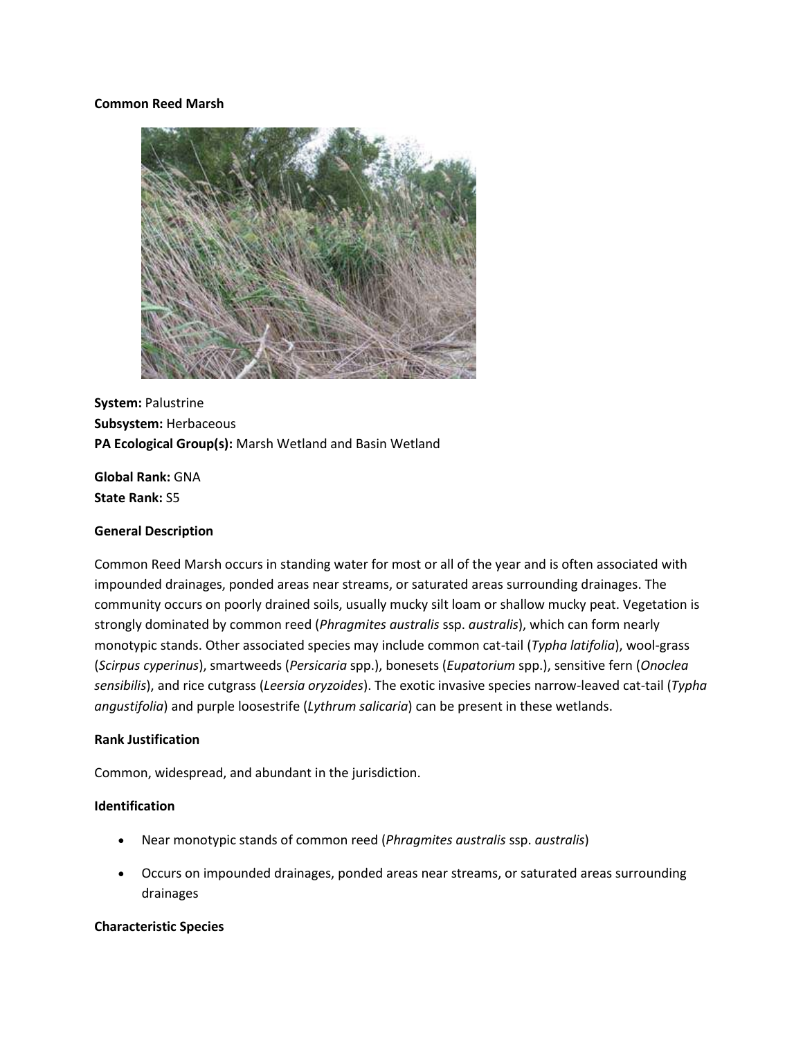# Common Reed Marsh

**System:** Palustrine
**Subsystem:** Herbaceous
**PA Ecological Group(s):** Marsh Wetland and Basin Wetland

**Global Rank:** GNA
**State Rank:** S5

## General Description

Common Reed Marsh occurs in standing water for most or all of the year and is often associated with impounded drainages, ponded areas near streams, or saturated areas surrounding drainages. The community occurs on poorly drained soils, usually mucky silt loam or shallow mucky peat. Vegetation is strongly dominated by common reed (*Phragmites australis* ssp. *australis*), which can form nearly monotypic stands. Other associated species may include common cat-tail (*Typha latifolia*), wool-grass (*Scirpus cyperinus*), smartweeds (*Persicaria* spp.), bonesets (*Eupatorium* spp.), sensitive fern (*Onoclea sensibilis*), and rice cutgrass (*Leersia oryzoides*). The exotic invasive species narrow-leaved cat-tail (*Typha angustifolia*) and purple loosestrife (*Lythrum salicaria*) can be present in these wetlands.

## Rank Justification

Common, widespread, and abundant in the jurisdiction.

## Identification

- Near monotypic stands of common reed (*Phragmites australis* ssp. *australis*)
- Occurs on impounded drainages, ponded areas near streams, or saturated areas surrounding drainages

## Characteristic Species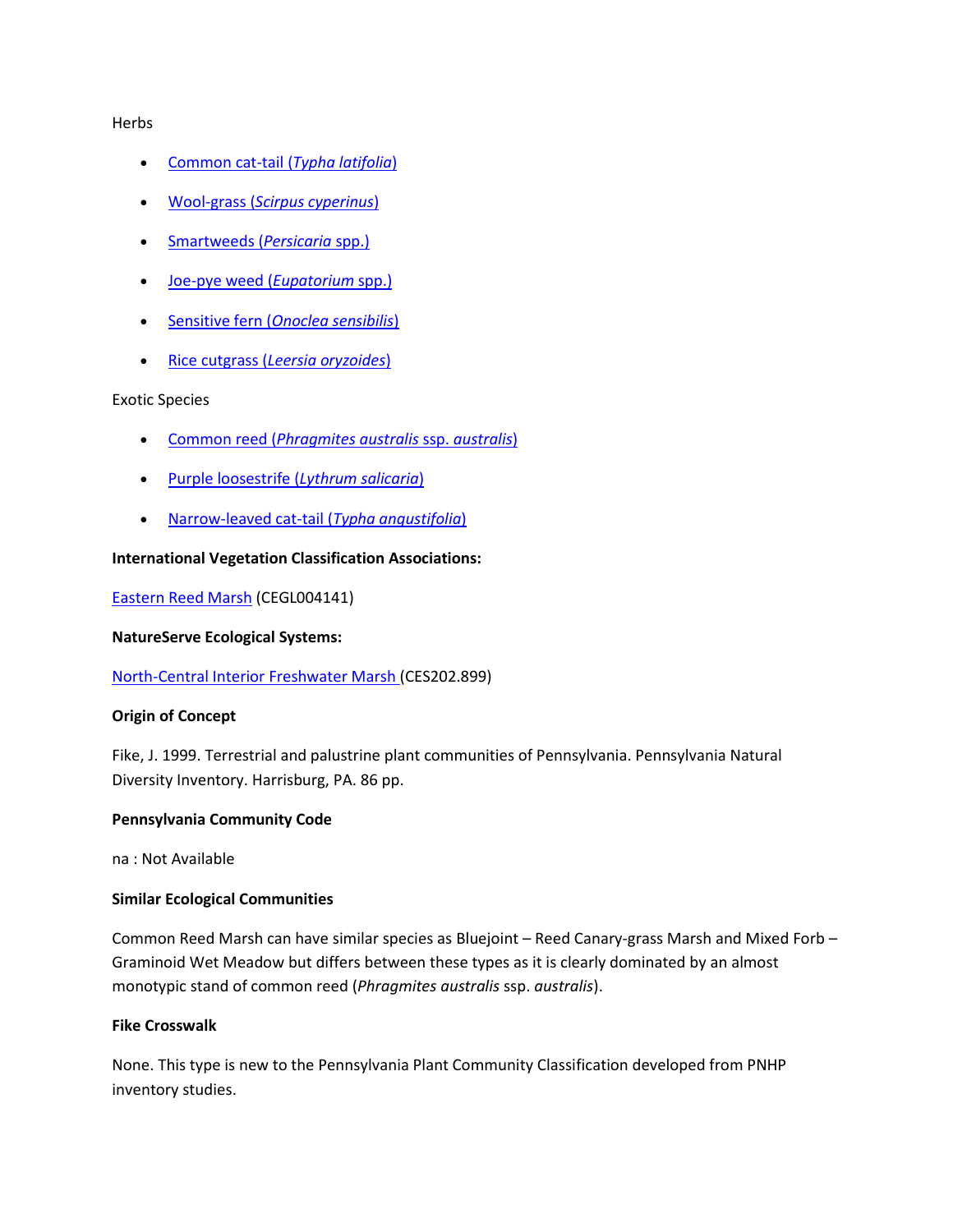Herbs

- Common cat-tail (*Typha latifolia*)
- Wool-grass (*Scirpus cyperinus*)
- Smartweeds (*Persicaria* spp.)
- Joe-pye weed (*Eupatorium* spp.)
- Sensitive fern (*Onoclea sensibilis*)
- Rice cutgrass (*Leersia oryzoides*)

Exotic Species

- Common reed (*Phragmites australis* ssp. *australis*)
- Purple loosestrife (*Lythrum salicaria*)
- Narrow-leaved cat-tail (*Typha angustifolia*)

**International Vegetation Classification Associations:**

Eastern Reed Marsh (CEGL004141)

**NatureServe Ecological Systems:**

North-Central Interior Freshwater Marsh (CES202.899)

**Origin of Concept**

Fike, J. 1999. Terrestrial and palustrine plant communities of Pennsylvania. Pennsylvania Natural Diversity Inventory. Harrisburg, PA. 86 pp.

**Pennsylvania Community Code**

na : Not Available

**Similar Ecological Communities**

Common Reed Marsh can have similar species as Bluejoint – Reed Canary-grass Marsh and Mixed Forb – Graminoid Wet Meadow but differs between these types as it is clearly dominated by an almost monotypic stand of common reed (*Phragmites australis* ssp. *australis*).

**Fike Crosswalk**

None. This type is new to the Pennsylvania Plant Community Classification developed from PNHP inventory studies.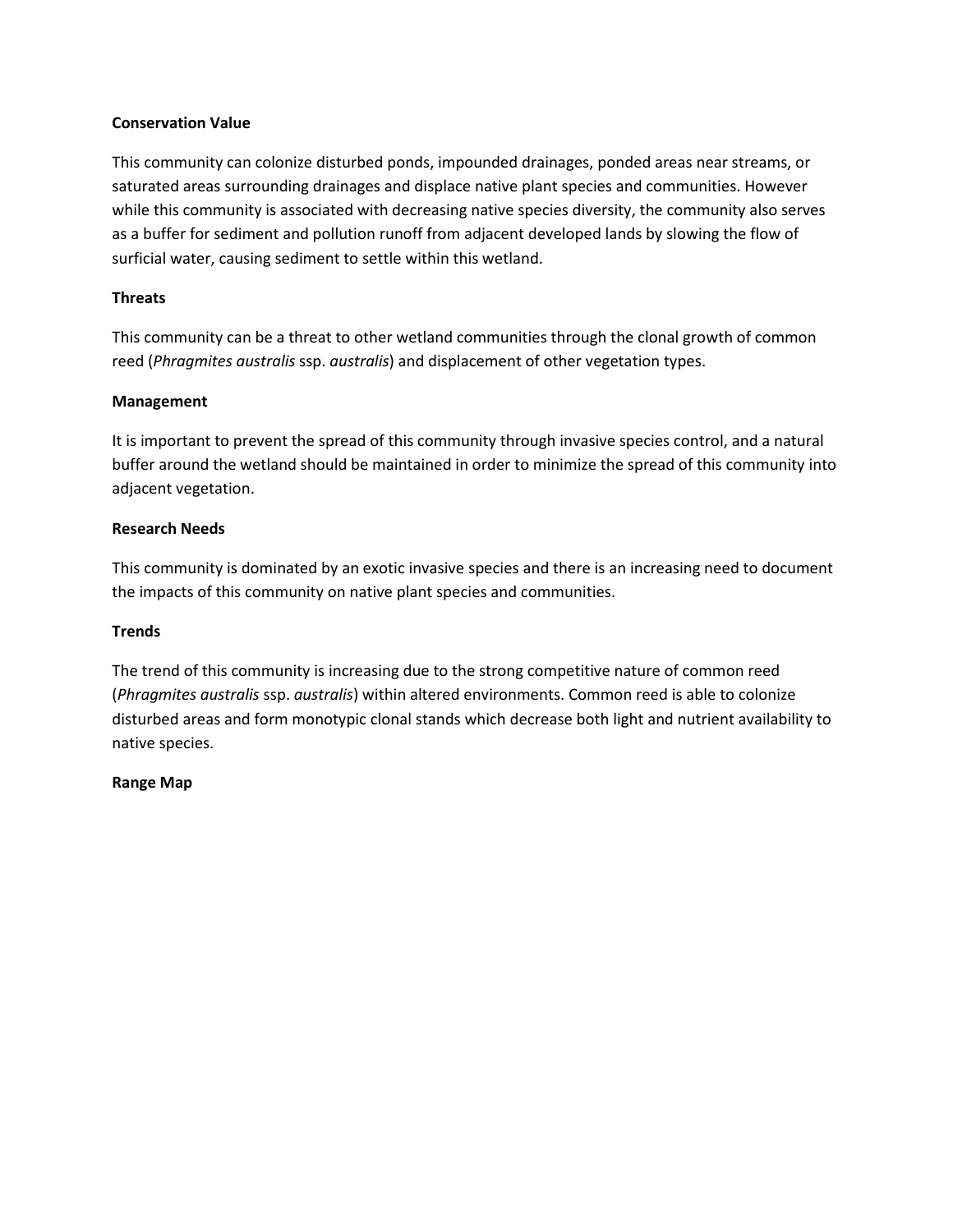**Conservation Value**

This community can colonize disturbed ponds, impounded drainages, ponded areas near streams, or saturated areas surrounding drainages and displace native plant species and communities. However while this community is associated with decreasing native species diversity, the community also serves as a buffer for sediment and pollution runoff from adjacent developed lands by slowing the flow of surficial water, causing sediment to settle within this wetland.

**Threats**

This community can be a threat to other wetland communities through the clonal growth of common reed (*Phragmites australis* ssp. *australis*) and displacement of other vegetation types.

**Management**

It is important to prevent the spread of this community through invasive species control, and a natural buffer around the wetland should be maintained in order to minimize the spread of this community into adjacent vegetation.

**Research Needs**

This community is dominated by an exotic invasive species and there is an increasing need to document the impacts of this community on native plant species and communities.

**Trends**

The trend of this community is increasing due to the strong competitive nature of common reed (*Phragmites australis* ssp. *australis*) within altered environments. Common reed is able to colonize disturbed areas and form monotypic clonal stands which decrease both light and nutrient availability to native species.

**Range Map**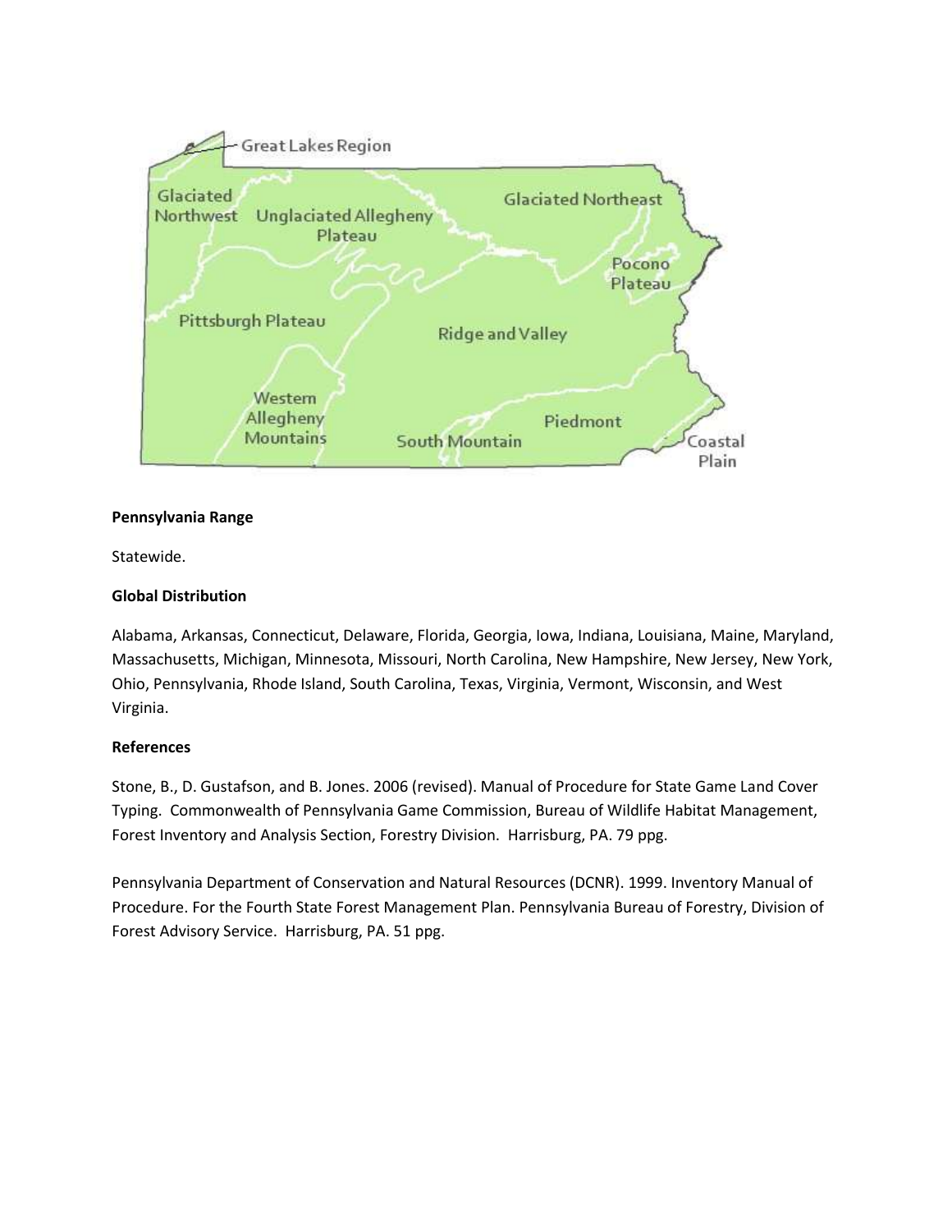Great Lakes Region
Glaciated Northwest
Unglaciated Allegheny Plateau
Glaciated Northeast
Pocono Plateau
Pittsburgh Plateau
Ridge and Valley
Western Allegheny Mountains
South Mountain
Piedmont
Coastal Plain

**Pennsylvania Range**

Statewide.

**Global Distribution**

Alabama, Arkansas, Connecticut, Delaware, Florida, Georgia, Iowa, Indiana, Louisiana, Maine, Maryland, Massachusetts, Michigan, Minnesota, Missouri, North Carolina, New Hampshire, New Jersey, New York, Ohio, Pennsylvania, Rhode Island, South Carolina, Texas, Virginia, Vermont, Wisconsin, and West Virginia.

**References**

Stone, B., D. Gustafson, and B. Jones. 2006 (revised). Manual of Procedure for State Game Land Cover Typing. Commonwealth of Pennsylvania Game Commission, Bureau of Wildlife Habitat Management, Forest Inventory and Analysis Section, Forestry Division. Harrisburg, PA. 79 ppg.

Pennsylvania Department of Conservation and Natural Resources (DCNR). 1999. Inventory Manual of Procedure. For the Fourth State Forest Management Plan. Pennsylvania Bureau of Forestry, Division of Forest Advisory Service. Harrisburg, PA. 51 ppg.